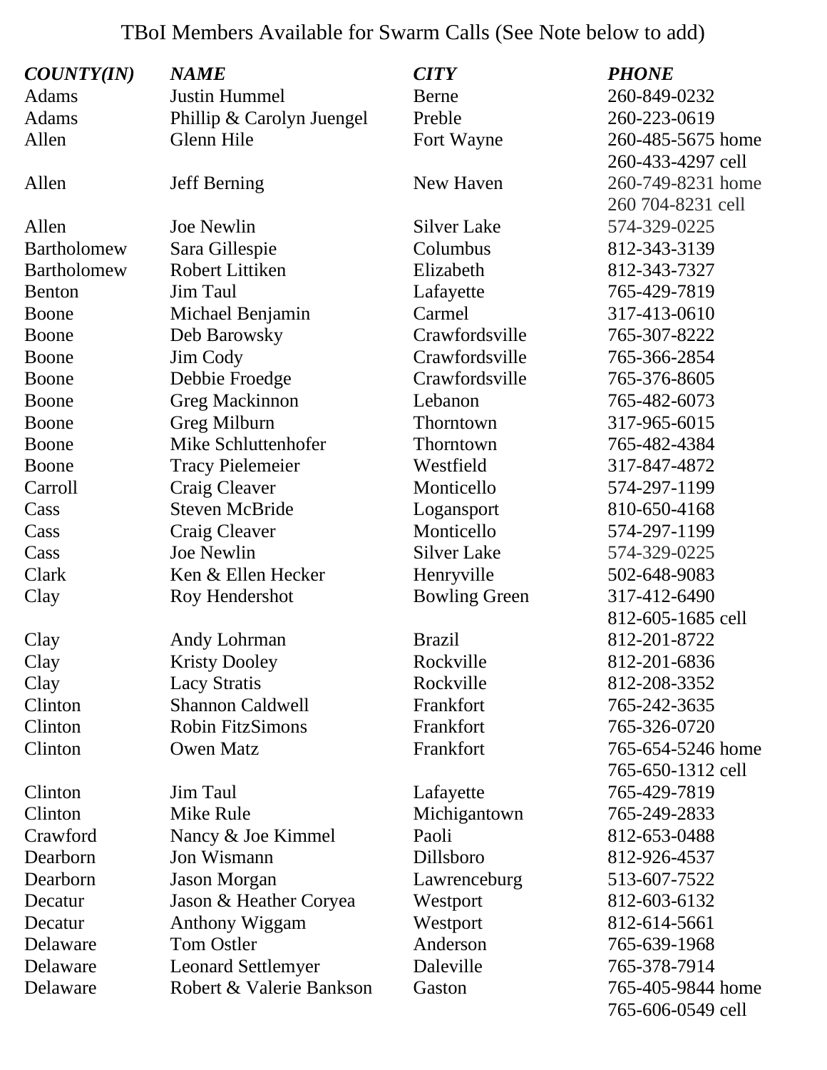# TBoI Members Available for Swarm Calls (See Note below to add)

| ***COUNTY(IN)*** | ***NAME*** | ***CITY*** | ***PHONE*** |
|---|---|---|---|
| Adams | Justin Hummel | Berne | 260-849-0232 |
| Adams | Phillip & Carolyn Juengel | Preble | 260-223-0619 |
| Allen | Glenn Hile | Fort Wayne | 260-485-5675 home<br>260-433-4297 cell |
| Allen | Jeff Berning | New Haven | 260-749-8231 home<br>260 704-8231 cell |
| Allen | Joe Newlin | Silver Lake | 574-329-0225 |
| Bartholomew | Sara Gillespie | Columbus | 812-343-3139 |
| Bartholomew | Robert Littiken | Elizabeth | 812-343-7327 |
| Benton | Jim Taul | Lafayette | 765-429-7819 |
| Boone | Michael Benjamin | Carmel | 317-413-0610 |
| Boone | Deb Barowsky | Crawfordsville | 765-307-8222 |
| Boone | Jim Cody | Crawfordsville | 765-366-2854 |
| Boone | Debbie Froedge | Crawfordsville | 765-376-8605 |
| Boone | Greg Mackinnon | Lebanon | 765-482-6073 |
| Boone | Greg Milburn | Thorntown | 317-965-6015 |
| Boone | Mike Schluttenhofer | Thorntown | 765-482-4384 |
| Boone | Tracy Pielemeier | Westfield | 317-847-4872 |
| Carroll | Craig Cleaver | Monticello | 574-297-1199 |
| Cass | Steven McBride | Logansport | 810-650-4168 |
| Cass | Craig Cleaver | Monticello | 574-297-1199 |
| Cass | Joe Newlin | Silver Lake | 574-329-0225 |
| Clark | Ken & Ellen Hecker | Henryville | 502-648-9083 |
| Clay | Roy Hendershot | Bowling Green | 317-412-6490<br>812-605-1685 cell |
| Clay | Andy Lohrman | Brazil | 812-201-8722 |
| Clay | Kristy Dooley | Rockville | 812-201-6836 |
| Clay | Lacy Stratis | Rockville | 812-208-3352 |
| Clinton | Shannon Caldwell | Frankfort | 765-242-3635 |
| Clinton | Robin FitzSimons | Frankfort | 765-326-0720 |
| Clinton | Owen Matz | Frankfort | 765-654-5246 home<br>765-650-1312 cell |
| Clinton | Jim Taul | Lafayette | 765-429-7819 |
| Clinton | Mike Rule | Michigantown | 765-249-2833 |
| Crawford | Nancy & Joe Kimmel | Paoli | 812-653-0488 |
| Dearborn | Jon Wismann | Dillsboro | 812-926-4537 |
| Dearborn | Jason Morgan | Lawrenceburg | 513-607-7522 |
| Decatur | Jason & Heather Coryea | Westport | 812-603-6132 |
| Decatur | Anthony Wiggam | Westport | 812-614-5661 |
| Delaware | Tom Ostler | Anderson | 765-639-1968 |
| Delaware | Leonard Settlemyer | Daleville | 765-378-7914 |
| Delaware | Robert & Valerie Bankson | Gaston | 765-405-9844 home<br>765-606-0549 cell |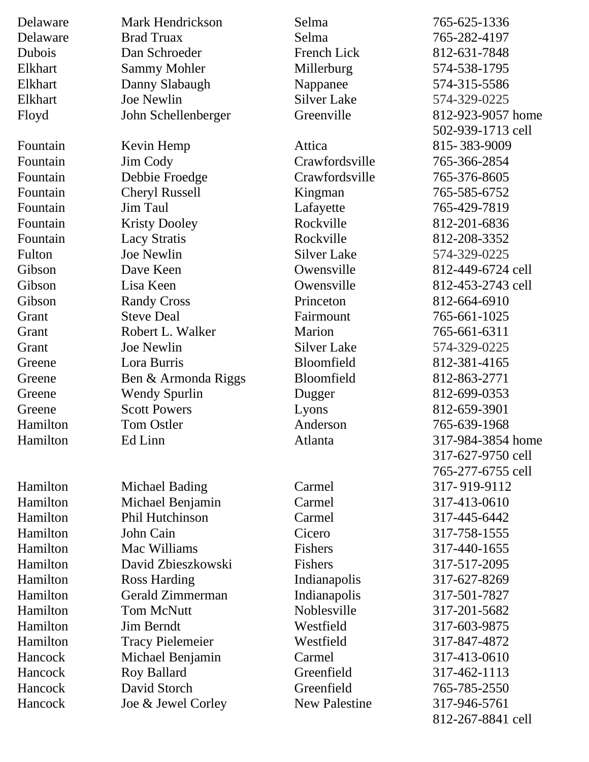| | | | |
|---|---|---|---|
| Delaware | Mark Hendrickson | Selma | 765-625-1336 |
| Delaware | Brad Truax | Selma | 765-282-4197 |
| Dubois | Dan Schroeder | French Lick | 812-631-7848 |
| Elkhart | Sammy Mohler | Millerburg | 574-538-1795 |
| Elkhart | Danny Slabaugh | Nappanee | 574-315-5586 |
| Elkhart | Joe Newlin | Silver Lake | 574-329-0225 |
| Floyd | John Schellenberger | Greenville | 812-923-9057 home<br>502-939-1713 cell |
| Fountain | Kevin Hemp | Attica | 815- 383-9009 |
| Fountain | Jim Cody | Crawfordsville | 765-366-2854 |
| Fountain | Debbie Froedge | Crawfordsville | 765-376-8605 |
| Fountain | Cheryl Russell | Kingman | 765-585-6752 |
| Fountain | Jim Taul | Lafayette | 765-429-7819 |
| Fountain | Kristy Dooley | Rockville | 812-201-6836 |
| Fountain | Lacy Stratis | Rockville | 812-208-3352 |
| Fulton | Joe Newlin | Silver Lake | 574-329-0225 |
| Gibson | Dave Keen | Owensville | 812-449-6724 cell |
| Gibson | Lisa Keen | Owensville | 812-453-2743 cell |
| Gibson | Randy Cross | Princeton | 812-664-6910 |
| Grant | Steve Deal | Fairmount | 765-661-1025 |
| Grant | Robert L. Walker | Marion | 765-661-6311 |
| Grant | Joe Newlin | Silver Lake | 574-329-0225 |
| Greene | Lora Burris | Bloomfield | 812-381-4165 |
| Greene | Ben & Armonda Riggs | Bloomfield | 812-863-2771 |
| Greene | Wendy Spurlin | Dugger | 812-699-0353 |
| Greene | Scott Powers | Lyons | 812-659-3901 |
| Hamilton | Tom Ostler | Anderson | 765-639-1968 |
| Hamilton | Ed Linn | Atlanta | 317-984-3854 home<br>317-627-9750 cell<br>765-277-6755 cell |
| Hamilton | Michael Bading | Carmel | 317- 919-9112 |
| Hamilton | Michael Benjamin | Carmel | 317-413-0610 |
| Hamilton | Phil Hutchinson | Carmel | 317-445-6442 |
| Hamilton | John Cain | Cicero | 317-758-1555 |
| Hamilton | Mac Williams | Fishers | 317-440-1655 |
| Hamilton | David Zbieszkowski | Fishers | 317-517-2095 |
| Hamilton | Ross Harding | Indianapolis | 317-627-8269 |
| Hamilton | Gerald Zimmerman | Indianapolis | 317-501-7827 |
| Hamilton | Tom McNutt | Noblesville | 317-201-5682 |
| Hamilton | Jim Berndt | Westfield | 317-603-9875 |
| Hamilton | Tracy Pielemeier | Westfield | 317-847-4872 |
| Hancock | Michael Benjamin | Carmel | 317-413-0610 |
| Hancock | Roy Ballard | Greenfield | 317-462-1113 |
| Hancock | David Storch | Greenfield | 765-785-2550 |
| Hancock | Joe & Jewel Corley | New Palestine | 317-946-5761<br>812-267-8841 cell |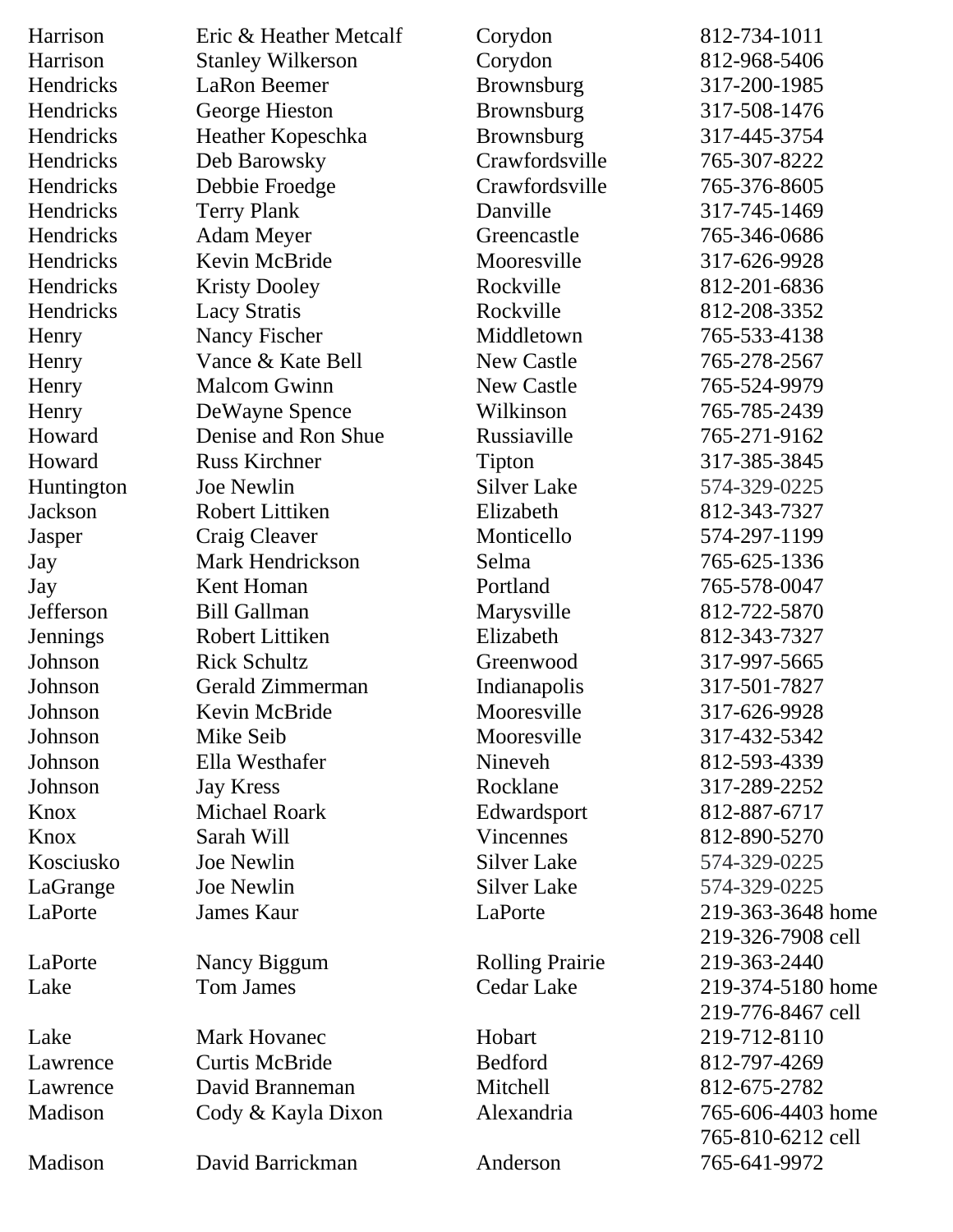| | | | |
|---|---|---|---|
| Harrison | Eric & Heather Metcalf | Corydon | 812-734-1011 |
| Harrison | Stanley Wilkerson | Corydon | 812-968-5406 |
| Hendricks | LaRon Beemer | Brownsburg | 317-200-1985 |
| Hendricks | George Hieston | Brownsburg | 317-508-1476 |
| Hendricks | Heather Kopeschka | Brownsburg | 317-445-3754 |
| Hendricks | Deb Barowsky | Crawfordsville | 765-307-8222 |
| Hendricks | Debbie Froedge | Crawfordsville | 765-376-8605 |
| Hendricks | Terry Plank | Danville | 317-745-1469 |
| Hendricks | Adam Meyer | Greencastle | 765-346-0686 |
| Hendricks | Kevin McBride | Mooresville | 317-626-9928 |
| Hendricks | Kristy Dooley | Rockville | 812-201-6836 |
| Hendricks | Lacy Stratis | Rockville | 812-208-3352 |
| Henry | Nancy Fischer | Middletown | 765-533-4138 |
| Henry | Vance & Kate Bell | New Castle | 765-278-2567 |
| Henry | Malcom Gwinn | New Castle | 765-524-9979 |
| Henry | DeWayne Spence | Wilkinson | 765-785-2439 |
| Howard | Denise and Ron Shue | Russiaville | 765-271-9162 |
| Howard | Russ Kirchner | Tipton | 317-385-3845 |
| Huntington | Joe Newlin | Silver Lake | 574-329-0225 |
| Jackson | Robert Littiken | Elizabeth | 812-343-7327 |
| Jasper | Craig Cleaver | Monticello | 574-297-1199 |
| Jay | Mark Hendrickson | Selma | 765-625-1336 |
| Jay | Kent Homan | Portland | 765-578-0047 |
| Jefferson | Bill Gallman | Marysville | 812-722-5870 |
| Jennings | Robert Littiken | Elizabeth | 812-343-7327 |
| Johnson | Rick Schultz | Greenwood | 317-997-5665 |
| Johnson | Gerald Zimmerman | Indianapolis | 317-501-7827 |
| Johnson | Kevin McBride | Mooresville | 317-626-9928 |
| Johnson | Mike Seib | Mooresville | 317-432-5342 |
| Johnson | Ella Westhafer | Nineveh | 812-593-4339 |
| Johnson | Jay Kress | Rocklane | 317-289-2252 |
| Knox | Michael Roark | Edwardsport | 812-887-6717 |
| Knox | Sarah Will | Vincennes | 812-890-5270 |
| Kosciusko | Joe Newlin | Silver Lake | 574-329-0225 |
| LaGrange | Joe Newlin | Silver Lake | 574-329-0225 |
| LaPorte | James Kaur | LaPorte | 219-363-3648 home<br>219-326-7908 cell |
| LaPorte | Nancy Biggum | Rolling Prairie | 219-363-2440 |
| Lake | Tom James | Cedar Lake | 219-374-5180 home<br>219-776-8467 cell |
| Lake | Mark Hovanec | Hobart | 219-712-8110 |
| Lawrence | Curtis McBride | Bedford | 812-797-4269 |
| Lawrence | David Branneman | Mitchell | 812-675-2782 |
| Madison | Cody & Kayla Dixon | Alexandria | 765-606-4403 home<br>765-810-6212 cell |
| Madison | David Barrickman | Anderson | 765-641-9972 |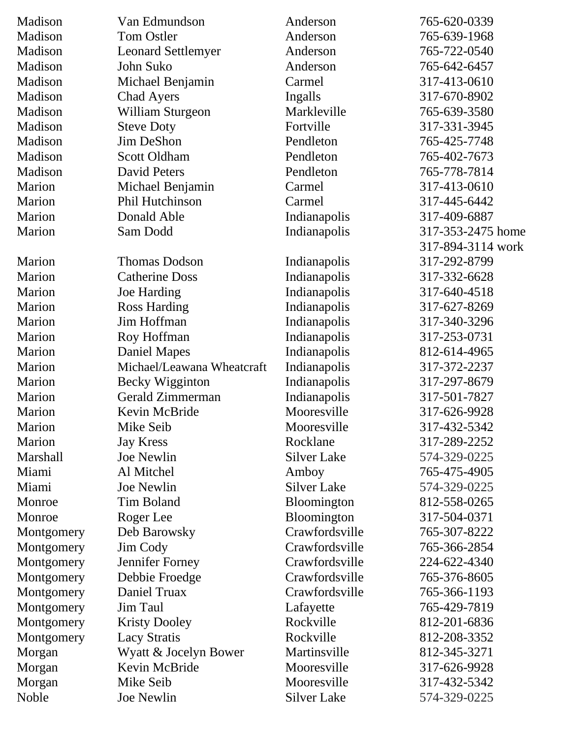| | | | |
|---|---|---|---|
| Madison | Van Edmundson | Anderson | 765-620-0339 |
| Madison | Tom Ostler | Anderson | 765-639-1968 |
| Madison | Leonard Settlemyer | Anderson | 765-722-0540 |
| Madison | John Suko | Anderson | 765-642-6457 |
| Madison | Michael Benjamin | Carmel | 317-413-0610 |
| Madison | Chad Ayers | Ingalls | 317-670-8902 |
| Madison | William Sturgeon | Markleville | 765-639-3580 |
| Madison | Steve Doty | Fortville | 317-331-3945 |
| Madison | Jim DeShon | Pendleton | 765-425-7748 |
| Madison | Scott Oldham | Pendleton | 765-402-7673 |
| Madison | David Peters | Pendleton | 765-778-7814 |
| Marion | Michael Benjamin | Carmel | 317-413-0610 |
| Marion | Phil Hutchinson | Carmel | 317-445-6442 |
| Marion | Donald Able | Indianapolis | 317-409-6887 |
| Marion | Sam Dodd | Indianapolis | 317-353-2475 home<br>317-894-3114 work |
| Marion | Thomas Dodson | Indianapolis | 317-292-8799 |
| Marion | Catherine Doss | Indianapolis | 317-332-6628 |
| Marion | Joe Harding | Indianapolis | 317-640-4518 |
| Marion | Ross Harding | Indianapolis | 317-627-8269 |
| Marion | Jim Hoffman | Indianapolis | 317-340-3296 |
| Marion | Roy Hoffman | Indianapolis | 317-253-0731 |
| Marion | Daniel Mapes | Indianapolis | 812-614-4965 |
| Marion | Michael/Leawana Wheatcraft | Indianapolis | 317-372-2237 |
| Marion | Becky Wigginton | Indianapolis | 317-297-8679 |
| Marion | Gerald Zimmerman | Indianapolis | 317-501-7827 |
| Marion | Kevin McBride | Mooresville | 317-626-9928 |
| Marion | Mike Seib | Mooresville | 317-432-5342 |
| Marion | Jay Kress | Rocklane | 317-289-2252 |
| Marshall | Joe Newlin | Silver Lake | 574-329-0225 |
| Miami | Al Mitchel | Amboy | 765-475-4905 |
| Miami | Joe Newlin | Silver Lake | 574-329-0225 |
| Monroe | Tim Boland | Bloomington | 812-558-0265 |
| Monroe | Roger Lee | Bloomington | 317-504-0371 |
| Montgomery | Deb Barowsky | Crawfordsville | 765-307-8222 |
| Montgomery | Jim Cody | Crawfordsville | 765-366-2854 |
| Montgomery | Jennifer Forney | Crawfordsville | 224-622-4340 |
| Montgomery | Debbie Froedge | Crawfordsville | 765-376-8605 |
| Montgomery | Daniel Truax | Crawfordsville | 765-366-1193 |
| Montgomery | Jim Taul | Lafayette | 765-429-7819 |
| Montgomery | Kristy Dooley | Rockville | 812-201-6836 |
| Montgomery | Lacy Stratis | Rockville | 812-208-3352 |
| Morgan | Wyatt & Jocelyn Bower | Martinsville | 812-345-3271 |
| Morgan | Kevin McBride | Mooresville | 317-626-9928 |
| Morgan | Mike Seib | Mooresville | 317-432-5342 |
| Noble | Joe Newlin | Silver Lake | 574-329-0225 |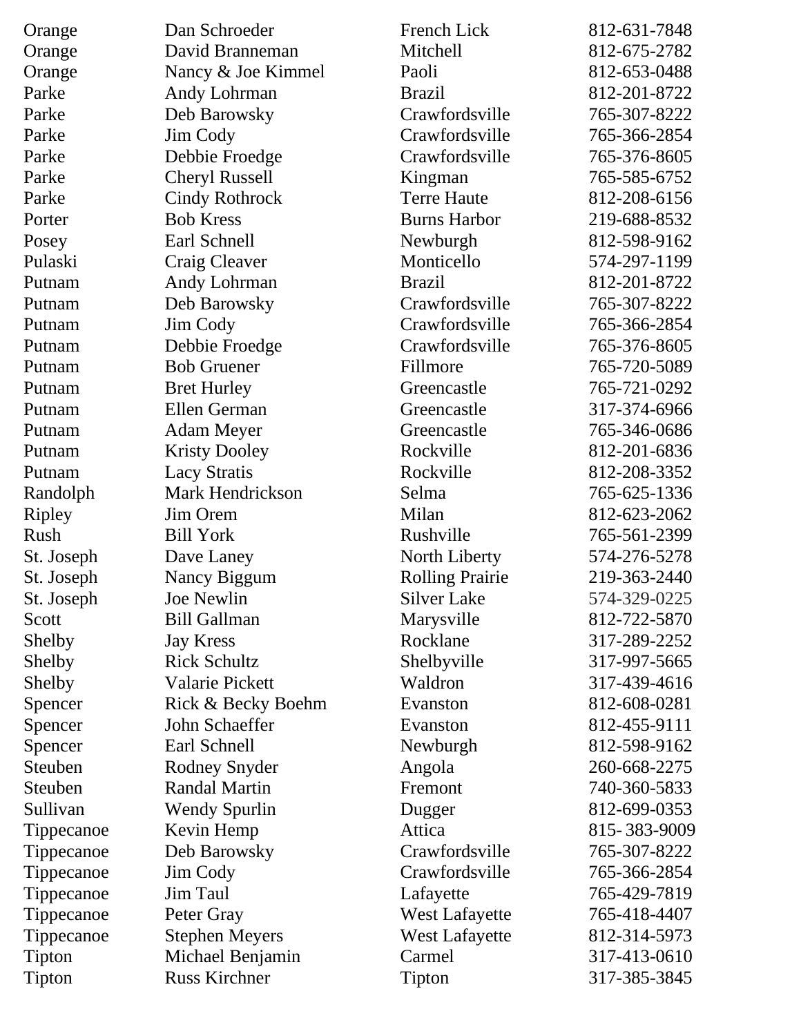| | | | |
|---|---|---|---|
| Orange | Dan Schroeder | French Lick | 812-631-7848 |
| Orange | David Branneman | Mitchell | 812-675-2782 |
| Orange | Nancy & Joe Kimmel | Paoli | 812-653-0488 |
| Parke | Andy Lohrman | Brazil | 812-201-8722 |
| Parke | Deb Barowsky | Crawfordsville | 765-307-8222 |
| Parke | Jim Cody | Crawfordsville | 765-366-2854 |
| Parke | Debbie Froedge | Crawfordsville | 765-376-8605 |
| Parke | Cheryl Russell | Kingman | 765-585-6752 |
| Parke | Cindy Rothrock | Terre Haute | 812-208-6156 |
| Porter | Bob Kress | Burns Harbor | 219-688-8532 |
| Posey | Earl Schnell | Newburgh | 812-598-9162 |
| Pulaski | Craig Cleaver | Monticello | 574-297-1199 |
| Putnam | Andy Lohrman | Brazil | 812-201-8722 |
| Putnam | Deb Barowsky | Crawfordsville | 765-307-8222 |
| Putnam | Jim Cody | Crawfordsville | 765-366-2854 |
| Putnam | Debbie Froedge | Crawfordsville | 765-376-8605 |
| Putnam | Bob Gruener | Fillmore | 765-720-5089 |
| Putnam | Bret Hurley | Greencastle | 765-721-0292 |
| Putnam | Ellen German | Greencastle | 317-374-6966 |
| Putnam | Adam Meyer | Greencastle | 765-346-0686 |
| Putnam | Kristy Dooley | Rockville | 812-201-6836 |
| Putnam | Lacy Stratis | Rockville | 812-208-3352 |
| Randolph | Mark Hendrickson | Selma | 765-625-1336 |
| Ripley | Jim Orem | Milan | 812-623-2062 |
| Rush | Bill York | Rushville | 765-561-2399 |
| St. Joseph | Dave Laney | North Liberty | 574-276-5278 |
| St. Joseph | Nancy Biggum | Rolling Prairie | 219-363-2440 |
| St. Joseph | Joe Newlin | Silver Lake | 574-329-0225 |
| Scott | Bill Gallman | Marysville | 812-722-5870 |
| Shelby | Jay Kress | Rocklane | 317-289-2252 |
| Shelby | Rick Schultz | Shelbyville | 317-997-5665 |
| Shelby | Valarie Pickett | Waldron | 317-439-4616 |
| Spencer | Rick & Becky Boehm | Evanston | 812-608-0281 |
| Spencer | John Schaeffer | Evanston | 812-455-9111 |
| Spencer | Earl Schnell | Newburgh | 812-598-9162 |
| Steuben | Rodney Snyder | Angola | 260-668-2275 |
| Steuben | Randal Martin | Fremont | 740-360-5833 |
| Sullivan | Wendy Spurlin | Dugger | 812-699-0353 |
| Tippecanoe | Kevin Hemp | Attica | 815- 383-9009 |
| Tippecanoe | Deb Barowsky | Crawfordsville | 765-307-8222 |
| Tippecanoe | Jim Cody | Crawfordsville | 765-366-2854 |
| Tippecanoe | Jim Taul | Lafayette | 765-429-7819 |
| Tippecanoe | Peter Gray | West Lafayette | 765-418-4407 |
| Tippecanoe | Stephen Meyers | West Lafayette | 812-314-5973 |
| Tipton | Michael Benjamin | Carmel | 317-413-0610 |
| Tipton | Russ Kirchner | Tipton | 317-385-3845 |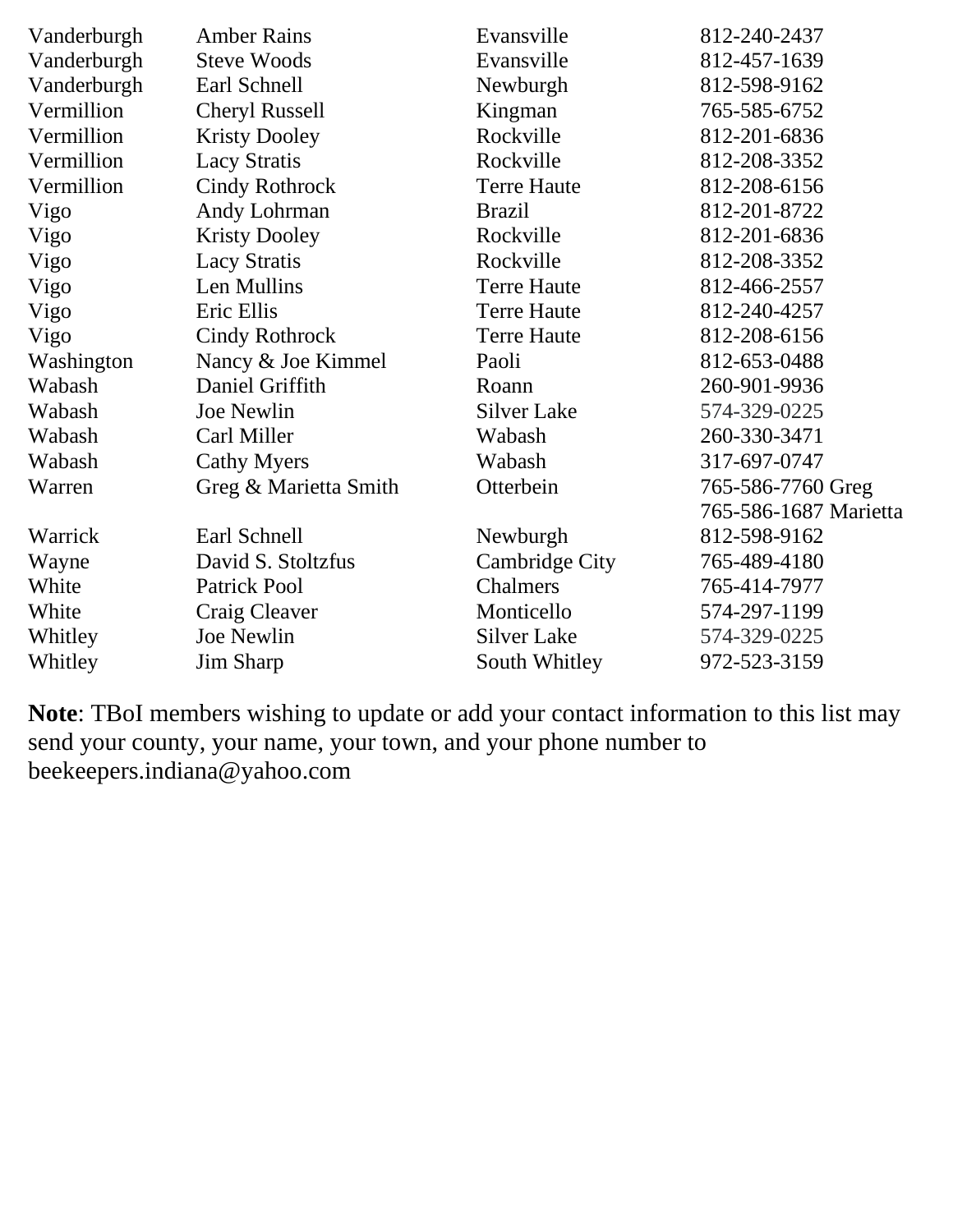| | | | |
|---|---|---|---|
| Vanderburgh | Amber Rains | Evansville | 812-240-2437 |
| Vanderburgh | Steve Woods | Evansville | 812-457-1639 |
| Vanderburgh | Earl Schnell | Newburgh | 812-598-9162 |
| Vermillion | Cheryl Russell | Kingman | 765-585-6752 |
| Vermillion | Kristy Dooley | Rockville | 812-201-6836 |
| Vermillion | Lacy Stratis | Rockville | 812-208-3352 |
| Vermillion | Cindy Rothrock | Terre Haute | 812-208-6156 |
| Vigo | Andy Lohrman | Brazil | 812-201-8722 |
| Vigo | Kristy Dooley | Rockville | 812-201-6836 |
| Vigo | Lacy Stratis | Rockville | 812-208-3352 |
| Vigo | Len Mullins | Terre Haute | 812-466-2557 |
| Vigo | Eric Ellis | Terre Haute | 812-240-4257 |
| Vigo | Cindy Rothrock | Terre Haute | 812-208-6156 |
| Washington | Nancy & Joe Kimmel | Paoli | 812-653-0488 |
| Wabash | Daniel Griffith | Roann | 260-901-9936 |
| Wabash | Joe Newlin | Silver Lake | 574-329-0225 |
| Wabash | Carl Miller | Wabash | 260-330-3471 |
| Wabash | Cathy Myers | Wabash | 317-697-0747 |
| Warren | Greg & Marietta Smith | Otterbein | 765-586-7760 Greg<br>765-586-1687 Marietta |
| Warrick | Earl Schnell | Newburgh | 812-598-9162 |
| Wayne | David S. Stoltzfus | Cambridge City | 765-489-4180 |
| White | Patrick Pool | Chalmers | 765-414-7977 |
| White | Craig Cleaver | Monticello | 574-297-1199 |
| Whitley | Joe Newlin | Silver Lake | 574-329-0225 |
| Whitley | Jim Sharp | South Whitley | 972-523-3159 |

**Note**: TBoI members wishing to update or add your contact information to this list may send your county, your name, your town, and your phone number to beekeepers.indiana@yahoo.com